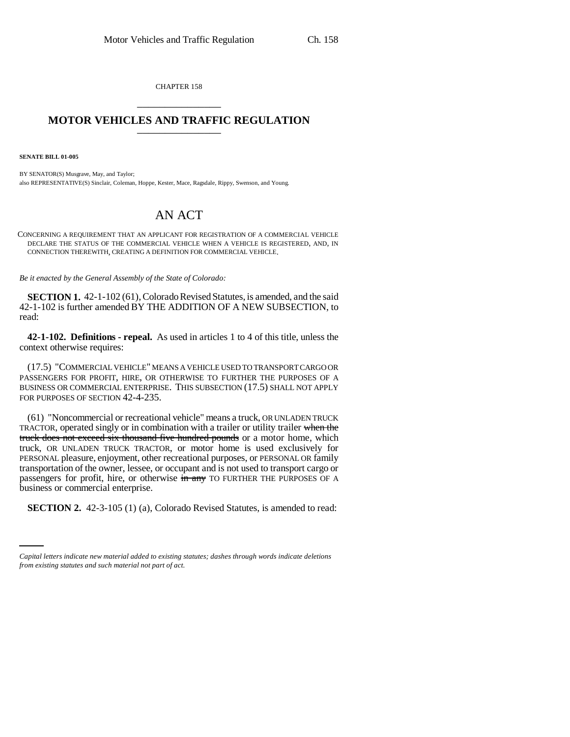CHAPTER 158

# MOTOR VEHICLES AND TRAFFIC REGULATION

**SENATE BILL 01-005**

BY SENATOR(S) Musgrave, May, and Taylor;
also REPRESENTATIVE(S) Sinclair, Coleman, Hoppe, Kester, Mace, Ragsdale, Rippy, Swenson, and Young.

## AN ACT

CONCERNING A REQUIREMENT THAT AN APPLICANT FOR REGISTRATION OF A COMMERCIAL VEHICLE DECLARE THE STATUS OF THE COMMERCIAL VEHICLE WHEN A VEHICLE IS REGISTERED, AND, IN CONNECTION THEREWITH, CREATING A DEFINITION FOR COMMERCIAL VEHICLE.

*Be it enacted by the General Assembly of the State of Colorado:*

**SECTION 1.** 42-1-102 (61), Colorado Revised Statutes, is amended, and the said 42-1-102 is further amended BY THE ADDITION OF A NEW SUBSECTION, to read:

**42-1-102. Definitions - repeal.** As used in articles 1 to 4 of this title, unless the context otherwise requires:

(17.5) "COMMERCIAL VEHICLE" MEANS A VEHICLE USED TO TRANSPORT CARGO OR PASSENGERS FOR PROFIT, HIRE, OR OTHERWISE TO FURTHER THE PURPOSES OF A BUSINESS OR COMMERCIAL ENTERPRISE. THIS SUBSECTION (17.5) SHALL NOT APPLY FOR PURPOSES OF SECTION 42-4-235.

(61) "Noncommercial or recreational vehicle" means a truck, OR UNLADEN TRUCK TRACTOR, operated singly or in combination with a trailer or utility trailer ~~when the truck does not exceed six thousand five hundred pounds~~ or a motor home, which truck, OR UNLADEN TRUCK TRACTOR, or motor home is used exclusively for PERSONAL pleasure, enjoyment, other recreational purposes, or PERSONAL OR family transportation of the owner, lessee, or occupant and is not used to transport cargo or passengers for profit, hire, or otherwise ~~in any~~ TO FURTHER THE PURPOSES OF A business or commercial enterprise.

**SECTION 2.** 42-3-105 (1) (a), Colorado Revised Statutes, is amended to read:

*Capital letters indicate new material added to existing statutes; dashes through words indicate deletions from existing statutes and such material not part of act.*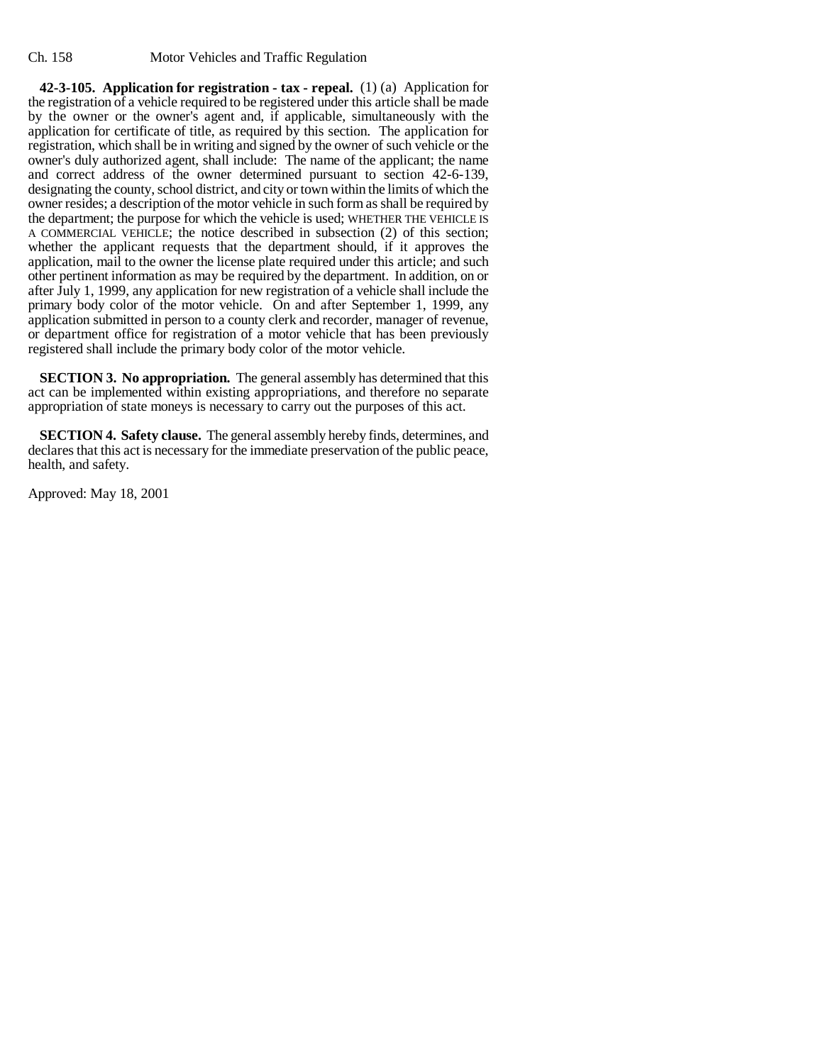**42-3-105. Application for registration - tax - repeal.** (1) (a) Application for the registration of a vehicle required to be registered under this article shall be made by the owner or the owner's agent and, if applicable, simultaneously with the application for certificate of title, as required by this section. The application for registration, which shall be in writing and signed by the owner of such vehicle or the owner's duly authorized agent, shall include: The name of the applicant; the name and correct address of the owner determined pursuant to section 42-6-139, designating the county, school district, and city or town within the limits of which the owner resides; a description of the motor vehicle in such form as shall be required by the department; the purpose for which the vehicle is used; WHETHER THE VEHICLE IS A COMMERCIAL VEHICLE; the notice described in subsection (2) of this section; whether the applicant requests that the department should, if it approves the application, mail to the owner the license plate required under this article; and such other pertinent information as may be required by the department. In addition, on or after July 1, 1999, any application for new registration of a vehicle shall include the primary body color of the motor vehicle. On and after September 1, 1999, any application submitted in person to a county clerk and recorder, manager of revenue, or department office for registration of a motor vehicle that has been previously registered shall include the primary body color of the motor vehicle.

**SECTION 3. No appropriation.** The general assembly has determined that this act can be implemented within existing appropriations, and therefore no separate appropriation of state moneys is necessary to carry out the purposes of this act.

**SECTION 4. Safety clause.** The general assembly hereby finds, determines, and declares that this act is necessary for the immediate preservation of the public peace, health, and safety.

Approved: May 18, 2001